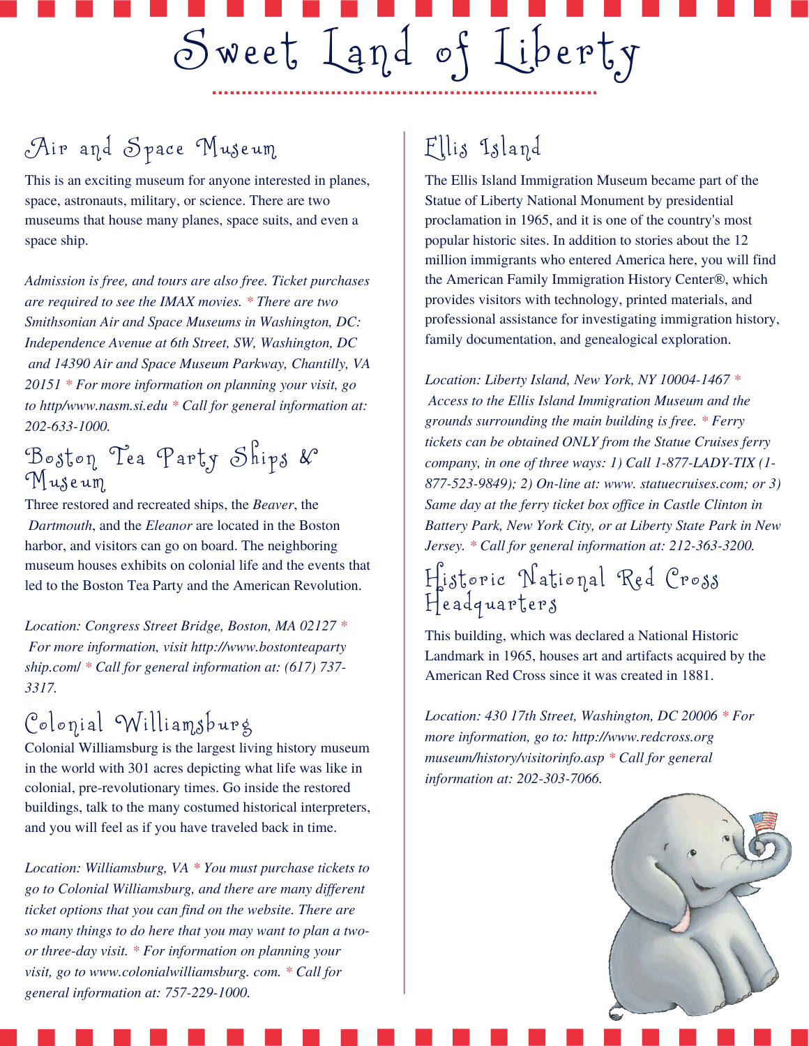# Sweet Land of Liberty

## Air and Space Museum

This is an exciting museum for anyone interested in planes, space, astronauts, military, or science. There are two museums that house many planes, space suits, and even a space ship.

*Admission is free, and tours are also free. Ticket purchases are required to see the IMAX movies. * There are two Smithsonian Air and Space Museums in Washington, DC: Independence Avenue at 6th Street, SW, Washington, DC and 14390 Air and Space Museum Parkway, Chantilly, VA 20151 * For more information on planning your visit, go to http/www.nasm.si.edu * Call for general information at: 202-633-1000.*

## Boston Tea Party Ships & Museum

Three restored and recreated ships, the *Beaver*, the *Dartmouth*, and the *Eleanor* are located in the Boston harbor, and visitors can go on board. The neighboring museum houses exhibits on colonial life and the events that led to the Boston Tea Party and the American Revolution.

*Location: Congress Street Bridge, Boston, MA 02127 * For more information, visit http://www.bostonteaparty ship.com/ * Call for general information at: (617) 737-3317.*

## Colonial Williamsburg

Colonial Williamsburg is the largest living history museum in the world with 301 acres depicting what life was like in colonial, pre-revolutionary times. Go inside the restored buildings, talk to the many costumed historical interpreters, and you will feel as if you have traveled back in time.

*Location: Williamsburg, VA * You must purchase tickets to go to Colonial Williamsburg, and there are many different ticket options that you can find on the website. There are so many things to do here that you may want to plan a two- or three-day visit. * For information on planning your visit, go to www.colonialwilliamsburg. com. * Call for general information at: 757-229-1000.*

## Ellis Island

The Ellis Island Immigration Museum became part of the Statue of Liberty National Monument by presidential proclamation in 1965, and it is one of the country's most popular historic sites. In addition to stories about the 12 million immigrants who entered America here, you will find the American Family Immigration History Center®, which provides visitors with technology, printed materials, and professional assistance for investigating immigration history, family documentation, and genealogical exploration.

*Location: Liberty Island, New York, NY 10004-1467 * Access to the Ellis Island Immigration Museum and the grounds surrounding the main building is free. * Ferry tickets can be obtained ONLY from the Statue Cruises ferry company, in one of three ways: 1) Call 1-877-LADY-TIX (1-877-523-9849); 2) On-line at: www. statuecruises.com; or 3) Same day at the ferry ticket box office in Castle Clinton in Battery Park, New York City, or at Liberty State Park in New Jersey. * Call for general information at: 212-363-3200.*

## Historic National Red Cross Headquarters

This building, which was declared a National Historic Landmark in 1965, houses art and artifacts acquired by the American Red Cross since it was created in 1881.

*Location: 430 17th Street, Washington, DC 20006 * For more information, go to: http://www.redcross.org museum/history/visitorinfo.asp * Call for general information at: 202-303-7066.*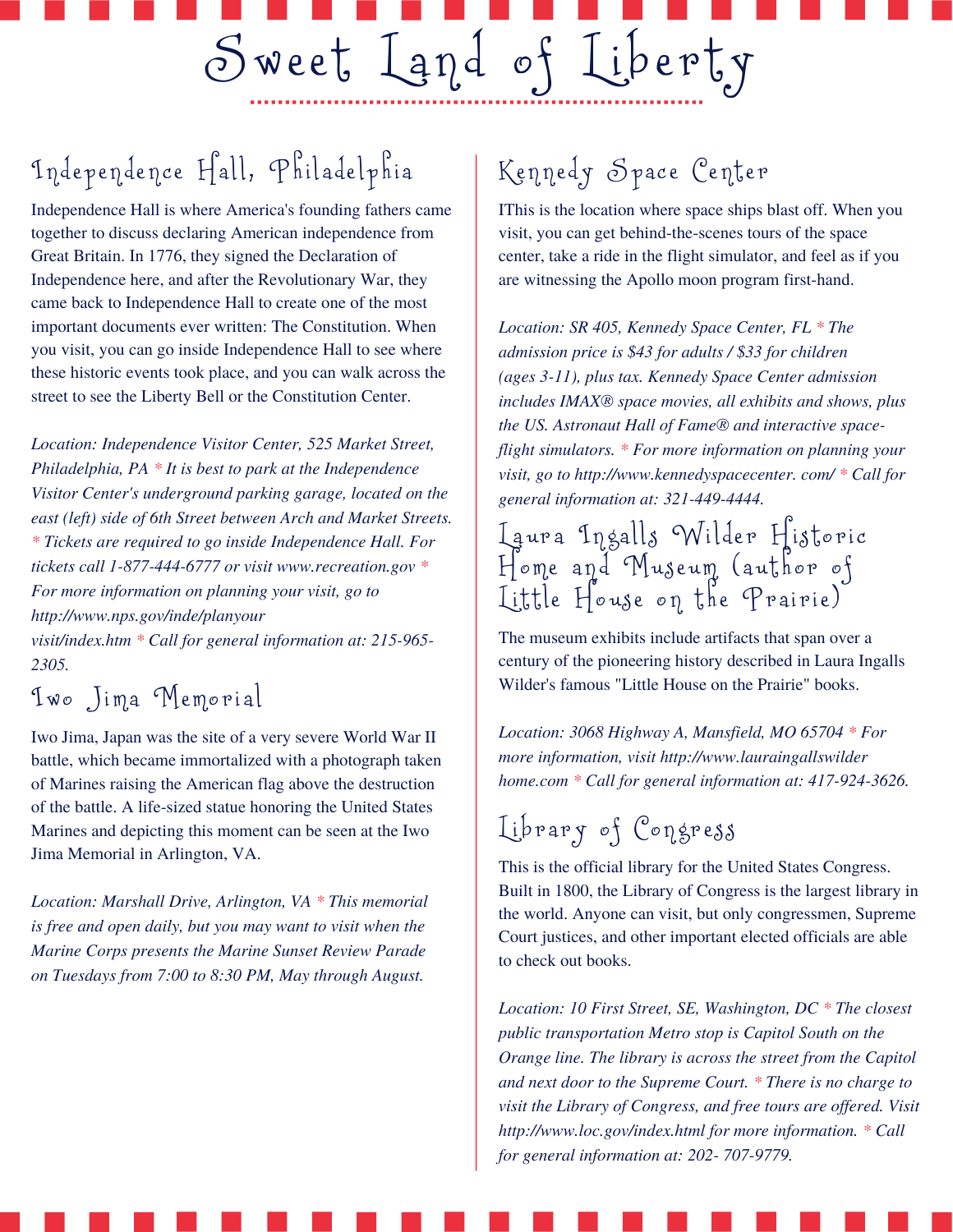# Sweet Land of Liberty

## Independence Hall, Philadelphia

Independence Hall is where America's founding fathers came together to discuss declaring American independence from Great Britain. In 1776, they signed the Declaration of Independence here, and after the Revolutionary War, they came back to Independence Hall to create one of the most important documents ever written: The Constitution. When you visit, you can go inside Independence Hall to see where these historic events took place, and you can walk across the street to see the Liberty Bell or the Constitution Center.

*Location: Independence Visitor Center, 525 Market Street, Philadelphia, PA * It is best to park at the Independence Visitor Center's underground parking garage, located on the east (left) side of 6th Street between Arch and Market Streets. * Tickets are required to go inside Independence Hall. For tickets call 1-877-444-6777 or visit www.recreation.gov * For more information on planning your visit, go to http://www.nps.gov/inde/planyour visit/index.htm * Call for general information at: 215-965-2305.*

## Iwo Jima Memorial

Iwo Jima, Japan was the site of a very severe World War II battle, which became immortalized with a photograph taken of Marines raising the American flag above the destruction of the battle. A life-sized statue honoring the United States Marines and depicting this moment can be seen at the Iwo Jima Memorial in Arlington, VA.

*Location: Marshall Drive, Arlington, VA * This memorial is free and open daily, but you may want to visit when the Marine Corps presents the Marine Sunset Review Parade on Tuesdays from 7:00 to 8:30 PM, May through August.*

## Kennedy Space Center

IThis is the location where space ships blast off. When you visit, you can get behind-the-scenes tours of the space center, take a ride in the flight simulator, and feel as if you are witnessing the Apollo moon program first-hand.

*Location: SR 405, Kennedy Space Center, FL * The admission price is $43 for adults / $33 for children (ages 3-11), plus tax. Kennedy Space Center admission includes IMAX® space movies, all exhibits and shows, plus the US. Astronaut Hall of Fame® and interactive space-flight simulators. * For more information on planning your visit, go to http://www.kennedyspacecenter. com/ * Call for general information at: 321-449-4444.*

## Laura Ingalls Wilder Historic Home and Museum (author of Little House on the Prairie)

The museum exhibits include artifacts that span over a century of the pioneering history described in Laura Ingalls Wilder's famous "Little House on the Prairie" books.

*Location: 3068 Highway A, Mansfield, MO 65704 * For more information, visit http://www.lauraingallswilder home.com * Call for general information at: 417-924-3626.*

## Library of Congress

This is the official library for the United States Congress. Built in 1800, the Library of Congress is the largest library in the world. Anyone can visit, but only congressmen, Supreme Court justices, and other important elected officials are able to check out books.

*Location: 10 First Street, SE, Washington, DC * The closest public transportation Metro stop is Capitol South on the Orange line. The library is across the street from the Capitol and next door to the Supreme Court. * There is no charge to visit the Library of Congress, and free tours are offered. Visit http://www.loc.gov/index.html for more information. * Call for general information at: 202- 707-9779.*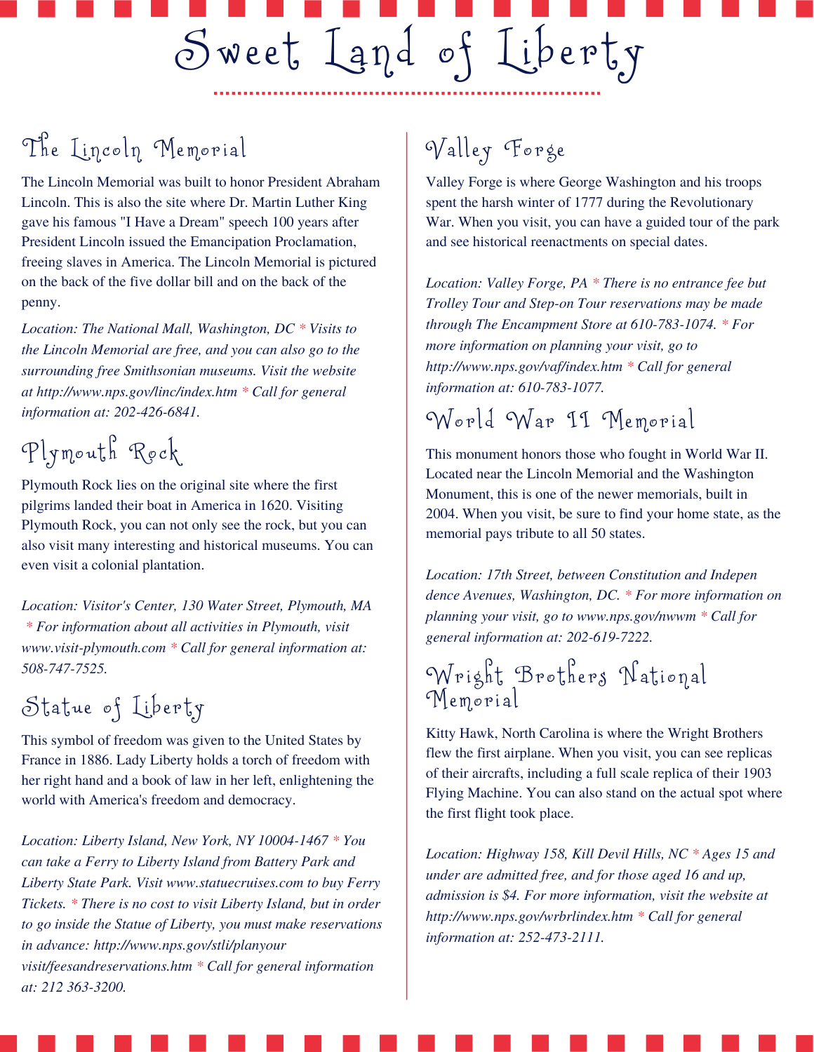# Sweet Land of Liberty

## The Lincoln Memorial

The Lincoln Memorial was built to honor President Abraham Lincoln. This is also the site where Dr. Martin Luther King gave his famous "I Have a Dream" speech 100 years after President Lincoln issued the Emancipation Proclamation, freeing slaves in America. The Lincoln Memorial is pictured on the back of the five dollar bill and on the back of the penny.

*Location: The National Mall, Washington, DC * Visits to the Lincoln Memorial are free, and you can also go to the surrounding free Smithsonian museums. Visit the website at http://www.nps.gov/linc/index.htm * Call for general information at: 202-426-6841.*

## Plymouth Rock

Plymouth Rock lies on the original site where the first pilgrims landed their boat in America in 1620. Visiting Plymouth Rock, you can not only see the rock, but you can also visit many interesting and historical museums. You can even visit a colonial plantation.

*Location: Visitor's Center, 130 Water Street, Plymouth, MA * For information about all activities in Plymouth, visit www.visit-plymouth.com * Call for general information at: 508-747-7525.*

## Statue of Liberty

This symbol of freedom was given to the United States by France in 1886. Lady Liberty holds a torch of freedom with her right hand and a book of law in her left, enlightening the world with America's freedom and democracy.

*Location: Liberty Island, New York, NY 10004-1467 * You can take a Ferry to Liberty Island from Battery Park and Liberty State Park. Visit www.statuecruises.com to buy Ferry Tickets. * There is no cost to visit Liberty Island, but in order to go inside the Statue of Liberty, you must make reservations in advance: http://www.nps.gov/stli/planyour visit/feesandreservations.htm * Call for general information at: 212 363-3200.*

## Valley Forge

Valley Forge is where George Washington and his troops spent the harsh winter of 1777 during the Revolutionary War. When you visit, you can have a guided tour of the park and see historical reenactments on special dates.

*Location: Valley Forge, PA * There is no entrance fee but Trolley Tour and Step-on Tour reservations may be made through The Encampment Store at 610-783-1074. * For more information on planning your visit, go to http://www.nps.gov/vaf/index.htm * Call for general information at: 610-783-1077.*

## World War II Memorial

This monument honors those who fought in World War II. Located near the Lincoln Memorial and the Washington Monument, this is one of the newer memorials, built in 2004. When you visit, be sure to find your home state, as the memorial pays tribute to all 50 states.

*Location: 17th Street, between Constitution and Independence Avenues, Washington, DC. * For more information on planning your visit, go to www.nps.gov/nwwm * Call for general information at: 202-619-7222.*

## Wright Brothers National Memorial

Kitty Hawk, North Carolina is where the Wright Brothers flew the first airplane. When you visit, you can see replicas of their aircrafts, including a full scale replica of their 1903 Flying Machine. You can also stand on the actual spot where the first flight took place.

*Location: Highway 158, Kill Devil Hills, NC * Ages 15 and under are admitted free, and for those aged 16 and up, admission is $4. For more information, visit the website at http://www.nps.gov/wrbrlindex.htm * Call for general information at: 252-473-2111.*